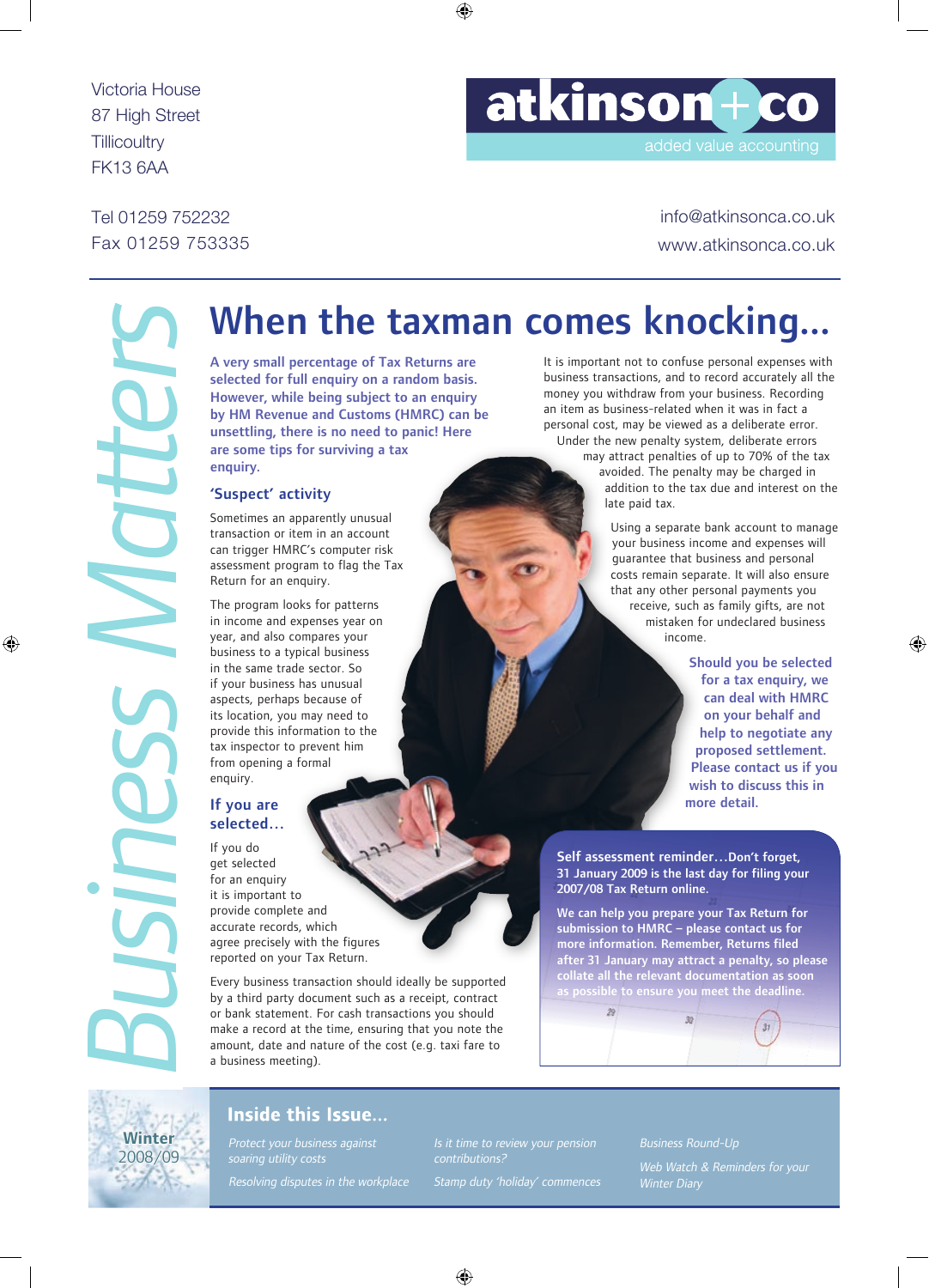Victoria House
87 High Street
Tillicoultry
FK13 6AA

Tel 01259 752232
Fax 01259 753335

**atkinson + co**
added value accounting

info@atkinsonca.co.uk
www.atkinsonca.co.uk

*Business Matters*

# When the taxman comes knocking...

**A very small percentage of Tax Returns are selected for full enquiry on a random basis. However, while being subject to an enquiry by HM Revenue and Customs (HMRC) can be unsettling, there is no need to panic! Here are some tips for surviving a tax enquiry.**

## 'Suspect' activity

Sometimes an apparently unusual transaction or item in an account can trigger HMRC's computer risk assessment program to flag the Tax Return for an enquiry.

The program looks for patterns in income and expenses year on year, and also compares your business to a typical business in the same trade sector. So if your business has unusual aspects, perhaps because of its location, you may need to provide this information to the tax inspector to prevent him from opening a formal enquiry.

## If you are selected...

If you do get selected for an enquiry it is important to provide complete and accurate records, which agree precisely with the figures reported on your Tax Return.

Every business transaction should ideally be supported by a third party document such as a receipt, contract or bank statement. For cash transactions you should make a record at the time, ensuring that you note the amount, date and nature of the cost (e.g. taxi fare to a business meeting).

It is important not to confuse personal expenses with business transactions, and to record accurately all the money you withdraw from your business. Recording an item as business-related when it was in fact a personal cost, may be viewed as a deliberate error.

Under the new penalty system, deliberate errors may attract penalties of up to 70% of the tax avoided. The penalty may be charged in addition to the tax due and interest on the late paid tax.

Using a separate bank account to manage your business income and expenses will guarantee that business and personal costs remain separate. It will also ensure that any other personal payments you receive, such as family gifts, are not mistaken for undeclared business income.

**Should you be selected for a tax enquiry, we can deal with HMRC on your behalf and help to negotiate any proposed settlement. Please contact us if you wish to discuss this in more detail.**

**Self assessment reminder...Don't forget, 31 January 2009 is the last day for filing your 2007/08 Tax Return online.**

**We can help you prepare your Tax Return for submission to HMRC – please contact us for more information. Remember, Returns filed after 31 January may attract a penalty, so please collate all the relevant documentation as soon as possible to ensure you meet the deadline.**

**Winter** 2008/09

## Inside this Issue...

- *Protect your business against soaring utility costs*
- *Resolving disputes in the workplace*
- *Is it time to review your pension contributions?*
- *Stamp duty 'holiday' commences*
- *Business Round-Up*
- *Web Watch & Reminders for your Winter Diary*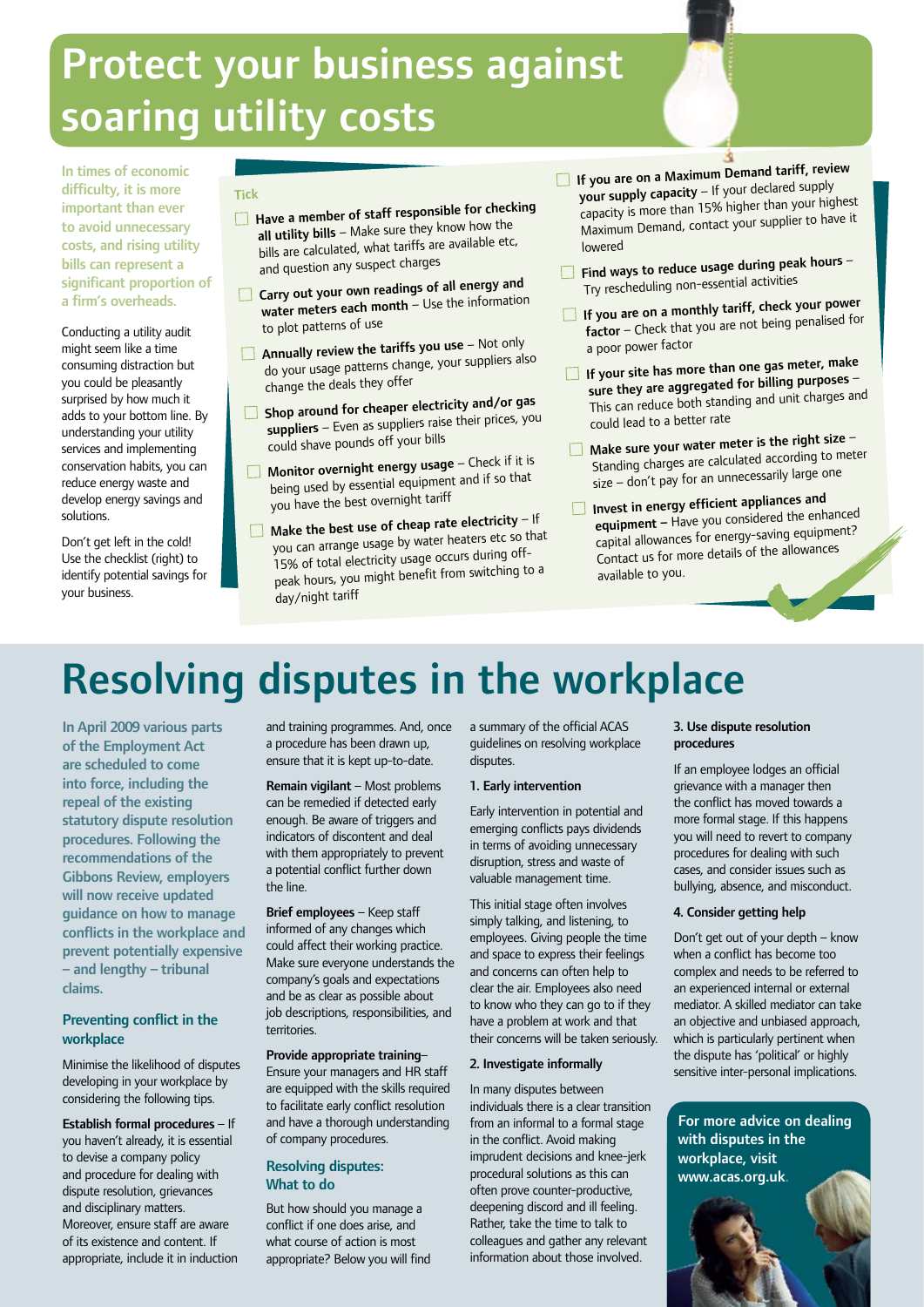# Protect your business against soaring utility costs

**In times of economic difficulty, it is more important than ever to avoid unnecessary costs, and rising utility bills can represent a significant proportion of a firm's overheads.**

Conducting a utility audit might seem like a time consuming distraction but you could be pleasantly surprised by how much it adds to your bottom line. By understanding your utility services and implementing conservation habits, you can reduce energy waste and develop energy savings and solutions.

Don't get left in the cold! Use the checklist (right) to identify potential savings for your business.

**Tick**

- ☐ **Have a member of staff responsible for checking all utility bills** – Make sure they know how the bills are calculated, what tariffs are available etc, and question any suspect charges
- ☐ **Carry out your own readings of all energy and water meters each month** – Use the information to plot patterns of use
- ☐ **Annually review the tariffs you use** – Not only do your usage patterns change, your suppliers also change the deals they offer
- ☐ **Shop around for cheaper electricity and/or gas suppliers** – Even as suppliers raise their prices, you could shave pounds off your bills
- ☐ **Monitor overnight energy usage** – Check if it is being used by essential equipment and if so that you have the best overnight tariff
- ☐ **Make the best use of cheap rate electricity** – If you can arrange usage by water heaters etc so that 15% of total electricity usage occurs during off-peak hours, you might benefit from switching to a day/night tariff
- ☐ **If you are on a Maximum Demand tariff, review your supply capacity** – If your declared supply capacity is more than 15% higher than your highest Maximum Demand, contact your supplier to have it lowered
- ☐ **Find ways to reduce usage during peak hours** – Try rescheduling non-essential activities
- ☐ **If you are on a monthly tariff, check your power factor** – Check that you are not being penalised for a poor power factor
- ☐ **If your site has more than one gas meter, make sure they are aggregated for billing purposes** – This can reduce both standing and unit charges and could lead to a better rate
- ☐ **Make sure your water meter is the right size** – Standing charges are calculated according to meter size – don't pay for an unnecessarily large one
- ☐ **Invest in energy efficient appliances and equipment** – Have you considered the enhanced capital allowances for energy-saving equipment? Contact us for more details of the allowances available to you.

# Resolving disputes in the workplace

**In April 2009 various parts of the Employment Act are scheduled to come into force, including the repeal of the existing statutory dispute resolution procedures. Following the recommendations of the Gibbons Review, employers will now receive updated guidance on how to manage conflicts in the workplace and prevent potentially expensive – and lengthy – tribunal claims.**

## Preventing conflict in the workplace

Minimise the likelihood of disputes developing in your workplace by considering the following tips.

**Establish formal procedures** – If you haven't already, it is essential to devise a company policy and procedure for dealing with dispute resolution, grievances and disciplinary matters. Moreover, ensure staff are aware of its existence and content. If appropriate, include it in induction and training programmes. And, once a procedure has been drawn up, ensure that it is kept up-to-date.

**Remain vigilant** – Most problems can be remedied if detected early enough. Be aware of triggers and indicators of discontent and deal with them appropriately to prevent a potential conflict further down the line.

**Brief employees** – Keep staff informed of any changes which could affect their working practice. Make sure everyone understands the company's goals and expectations and be as clear as possible about job descriptions, responsibilities, and territories.

**Provide appropriate training**– Ensure your managers and HR staff are equipped with the skills required to facilitate early conflict resolution and have a thorough understanding of company procedures.

## Resolving disputes: What to do

But how should you manage a conflict if one does arise, and what course of action is most appropriate? Below you will find a summary of the official ACAS guidelines on resolving workplace disputes.

### 1. Early intervention

Early intervention in potential and emerging conflicts pays dividends in terms of avoiding unnecessary disruption, stress and waste of valuable management time.

This initial stage often involves simply talking, and listening, to employees. Giving people the time and space to express their feelings and concerns can often help to clear the air. Employees also need to know who they can go to if they have a problem at work and that their concerns will be taken seriously.

### 2. Investigate informally

In many disputes between individuals there is a clear transition from an informal to a formal stage in the conflict. Avoid making imprudent decisions and knee-jerk procedural solutions as this can often prove counter-productive, deepening discord and ill feeling. Rather, take the time to talk to colleagues and gather any relevant information about those involved.

### 3. Use dispute resolution procedures

If an employee lodges an official grievance with a manager then the conflict has moved towards a more formal stage. If this happens you will need to revert to company procedures for dealing with such cases, and consider issues such as bullying, absence, and misconduct.

### 4. Consider getting help

Don't get out of your depth – know when a conflict has become too complex and needs to be referred to an experienced internal or external mediator. A skilled mediator can take an objective and unbiased approach, which is particularly pertinent when the dispute has 'political' or highly sensitive inter-personal implications.

**For more advice on dealing with disputes in the workplace, visit www.acas.org.uk.**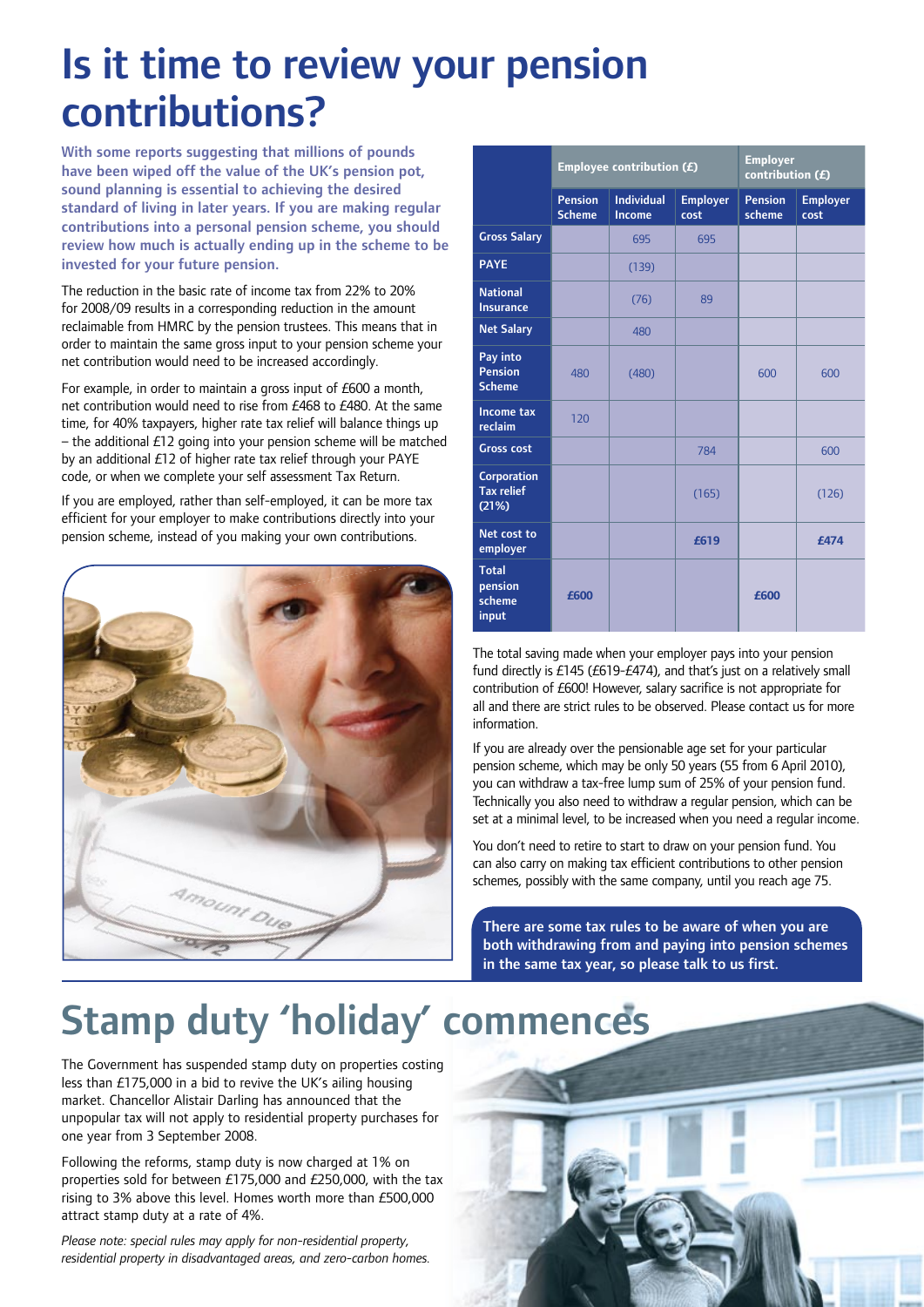# Is it time to review your pension contributions?

**With some reports suggesting that millions of pounds have been wiped off the value of the UK's pension pot, sound planning is essential to achieving the desired standard of living in later years. If you are making regular contributions into a personal pension scheme, you should review how much is actually ending up in the scheme to be invested for your future pension.**

The reduction in the basic rate of income tax from 22% to 20% for 2008/09 results in a corresponding reduction in the amount reclaimable from HMRC by the pension trustees. This means that in order to maintain the same gross input to your pension scheme your net contribution would need to be increased accordingly.

For example, in order to maintain a gross input of £600 a month, net contribution would need to rise from £468 to £480. At the same time, for 40% taxpayers, higher rate tax relief will balance things up – the additional £12 going into your pension scheme will be matched by an additional £12 of higher rate tax relief through your PAYE code, or when we complete your self assessment Tax Return.

If you are employed, rather than self-employed, it can be more tax efficient for your employer to make contributions directly into your pension scheme, instead of you making your own contributions.

| | Employee contribution (£) | | | Employer contribution (£) | |
|---|---|---|---|---|---|
| | Pension Scheme | Individual Income | Employer cost | Pension scheme | Employer cost |
| Gross Salary | | 695 | 695 | | |
| PAYE | | (139) | | | |
| National Insurance | | (76) | 89 | | |
| Net Salary | | 480 | | | |
| Pay into Pension Scheme | 480 | (480) | | 600 | 600 |
| Income tax reclaim | 120 | | | | |
| Gross cost | | | 784 | | 600 |
| Corporation Tax relief (21%) | | | (165) | | (126) |
| Net cost to employer | | | **£619** | | **£474** |
| Total pension scheme input | **£600** | | | **£600** | |

The total saving made when your employer pays into your pension fund directly is £145 (£619-£474), and that's just on a relatively small contribution of £600! However, salary sacrifice is not appropriate for all and there are strict rules to be observed. Please contact us for more information.

If you are already over the pensionable age set for your particular pension scheme, which may be only 50 years (55 from 6 April 2010), you can withdraw a tax-free lump sum of 25% of your pension fund. Technically you also need to withdraw a regular pension, which can be set at a minimal level, to be increased when you need a regular income.

You don't need to retire to start to draw on your pension fund. You can also carry on making tax efficient contributions to other pension schemes, possibly with the same company, until you reach age 75.

**There are some tax rules to be aware of when you are both withdrawing from and paying into pension schemes in the same tax year, so please talk to us first.**

# Stamp duty 'holiday' commences

The Government has suspended stamp duty on properties costing less than £175,000 in a bid to revive the UK's ailing housing market. Chancellor Alistair Darling has announced that the unpopular tax will not apply to residential property purchases for one year from 3 September 2008.

Following the reforms, stamp duty is now charged at 1% on properties sold for between £175,000 and £250,000, with the tax rising to 3% above this level. Homes worth more than £500,000 attract stamp duty at a rate of 4%.

*Please note: special rules may apply for non-residential property, residential property in disadvantaged areas, and zero-carbon homes.*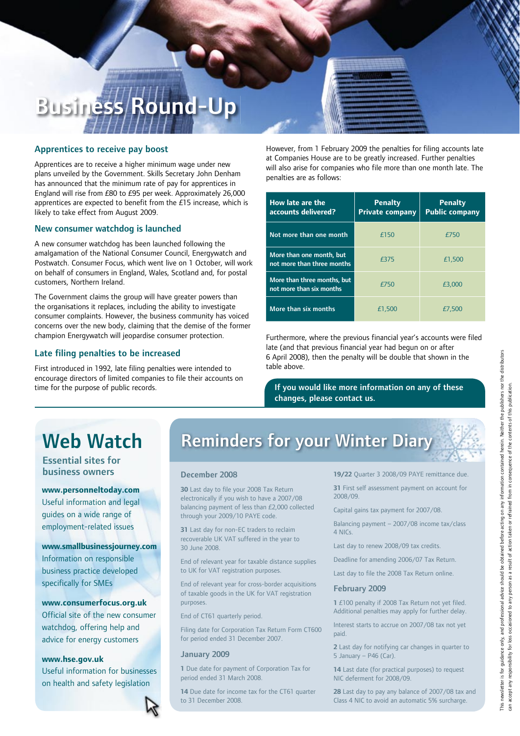# Business Round-Up

## Apprentices to receive pay boost

Apprentices are to receive a higher minimum wage under new plans unveiled by the Government. Skills Secretary John Denham has announced that the minimum rate of pay for apprentices in England will rise from £80 to £95 per week. Approximately 26,000 apprentices are expected to benefit from the £15 increase, which is likely to take effect from August 2009.

## New consumer watchdog is launched

A new consumer watchdog has been launched following the amalgamation of the National Consumer Council, Energywatch and Postwatch. Consumer Focus, which went live on 1 October, will work on behalf of consumers in England, Wales, Scotland and, for postal customers, Northern Ireland.

The Government claims the group will have greater powers than the organisations it replaces, including the ability to investigate consumer complaints. However, the business community has voiced concerns over the new body, claiming that the demise of the former champion Energywatch will jeopardise consumer protection.

## Late filing penalties to be increased

First introduced in 1992, late filing penalties were intended to encourage directors of limited companies to file their accounts on time for the purpose of public records.

However, from 1 February 2009 the penalties for filing accounts late at Companies House are to be greatly increased. Further penalties will also arise for companies who file more than one month late. The penalties are as follows:

| How late are the accounts delivered? | Penalty Private company | Penalty Public company |
|---|---|---|
| Not more than one month | £150 | £750 |
| More than one month, but not more than three months | £375 | £1,500 |
| More than three months, but not more than six months | £750 | £3,000 |
| More than six months | £1,500 | £7,500 |

Furthermore, where the previous financial year's accounts were filed late (and that previous financial year had begun on or after 6 April 2008), then the penalty will be double that shown in the table above.

**If you would like more information on any of these changes, please contact us.**

# Web Watch

## Essential sites for business owners

**www.personneltoday.com**
Useful information and legal guides on a wide range of employment-related issues

**www.smallbusinessjourney.com**
Information on responsible business practice developed specifically for SMEs

**www.consumerfocus.org.uk**
Official site of the new consumer watchdog, offering help and advice for energy customers

**www.hse.gov.uk**
Useful information for businesses on health and safety legislation

# Reminders for your Winter Diary

## December 2008

**30** Last day to file your 2008 Tax Return electronically if you wish to have a 2007/08 balancing payment of less than £2,000 collected through your 2009/10 PAYE code.

**31** Last day for non-EC traders to reclaim recoverable UK VAT suffered in the year to 30 June 2008.

End of relevant year for taxable distance supplies to UK for VAT registration purposes.

End of relevant year for cross-border acquisitions of taxable goods in the UK for VAT registration purposes.

End of CT61 quarterly period.

Filing date for Corporation Tax Return Form CT600 for period ended 31 December 2007.

## January 2009

**1** Due date for payment of Corporation Tax for period ended 31 March 2008.

**14** Due date for income tax for the CT61 quarter to 31 December 2008.

**19/22** Quarter 3 2008/09 PAYE remittance due.

**31** First self assessment payment on account for 2008/09.

Capital gains tax payment for 2007/08.

Balancing payment – 2007/08 income tax/class 4 NICs.

Last day to renew 2008/09 tax credits.

Deadline for amending 2006/07 Tax Return.

Last day to file the 2008 Tax Return online.

## February 2009

**1** £100 penalty if 2008 Tax Return not yet filed. Additional penalties may apply for further delay.

Interest starts to accrue on 2007/08 tax not yet paid.

**2** Last day for notifying car changes in quarter to 5 January – P46 (Car).

**14** Last date (for practical purposes) to request NIC deferment for 2008/09.

**28** Last day to pay any balance of 2007/08 tax and Class 4 NIC to avoid an automatic 5% surcharge.

This newsletter is for guidance only, and professional advice should be obtained before acting on any information contained herein. Neither the publishers nor the distributors can accept any responsibility for loss occasioned to any person as a result of action taken or refrained from in consequence of the contents of this publication.